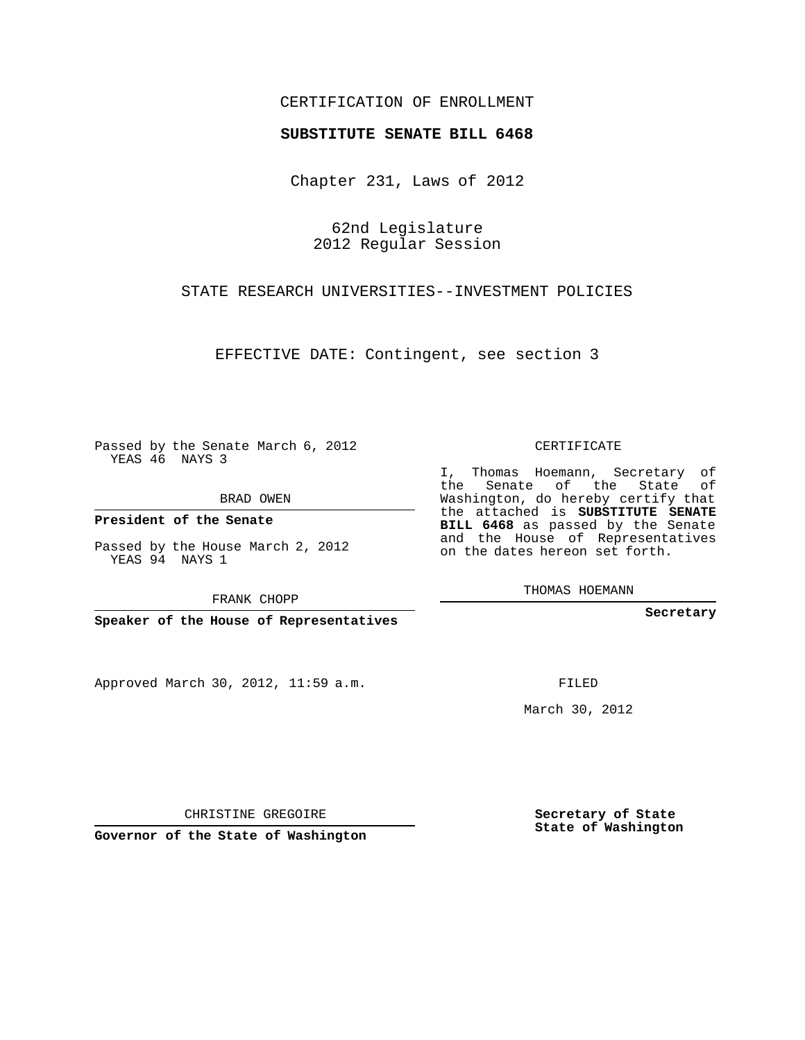CERTIFICATION OF ENROLLMENT

**SUBSTITUTE SENATE BILL 6468**

Chapter 231, Laws of 2012

62nd Legislature
2012 Regular Session

STATE RESEARCH UNIVERSITIES--INVESTMENT POLICIES

EFFECTIVE DATE: Contingent, see section 3

Passed by the Senate March 6, 2012
YEAS 46 NAYS 3

BRAD OWEN

**President of the Senate**

Passed by the House March 2, 2012
YEAS 94 NAYS 1

FRANK CHOPP

**Speaker of the House of Representatives**

CERTIFICATE

I, Thomas Hoemann, Secretary of the Senate of the State of Washington, do hereby certify that the attached is **SUBSTITUTE SENATE BILL 6468** as passed by the Senate and the House of Representatives on the dates hereon set forth.

THOMAS HOEMANN

**Secretary**

Approved March 30, 2012, 11:59 a.m.

FILED

March 30, 2012

CHRISTINE GREGOIRE

**Governor of the State of Washington**

**Secretary of State**
**State of Washington**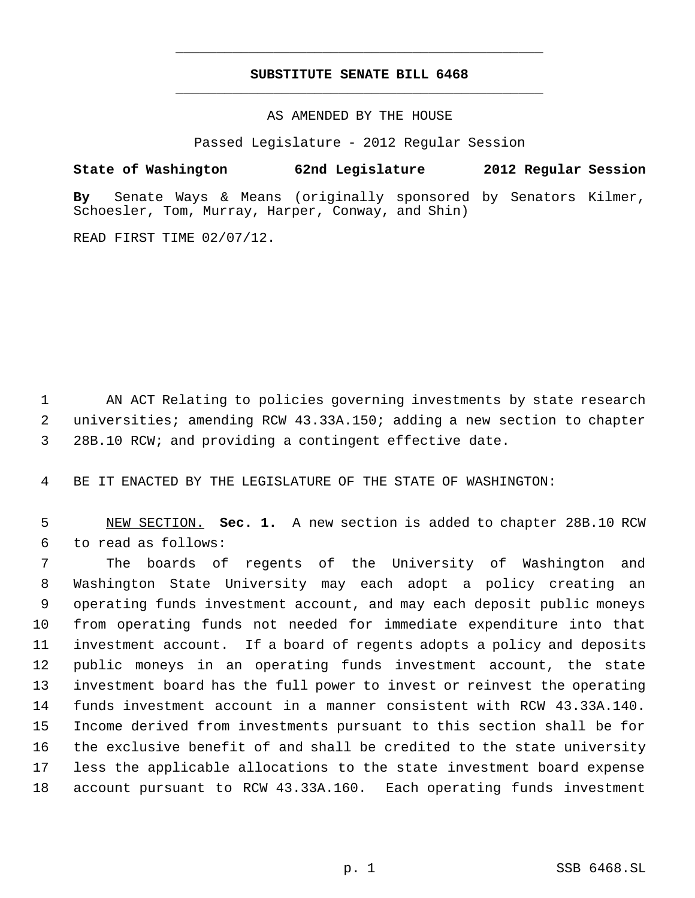**SUBSTITUTE SENATE BILL 6468**

AS AMENDED BY THE HOUSE

Passed Legislature - 2012 Regular Session

**State of Washington 62nd Legislature 2012 Regular Session**

**By** Senate Ways & Means (originally sponsored by Senators Kilmer, Schoesler, Tom, Murray, Harper, Conway, and Shin)

READ FIRST TIME 02/07/12.

AN ACT Relating to policies governing investments by state research universities; amending RCW 43.33A.150; adding a new section to chapter 28B.10 RCW; and providing a contingent effective date.

BE IT ENACTED BY THE LEGISLATURE OF THE STATE OF WASHINGTON:

NEW SECTION. **Sec. 1.** A new section is added to chapter 28B.10 RCW to read as follows:

The boards of regents of the University of Washington and Washington State University may each adopt a policy creating an operating funds investment account, and may each deposit public moneys from operating funds not needed for immediate expenditure into that investment account. If a board of regents adopts a policy and deposits public moneys in an operating funds investment account, the state investment board has the full power to invest or reinvest the operating funds investment account in a manner consistent with RCW 43.33A.140. Income derived from investments pursuant to this section shall be for the exclusive benefit of and shall be credited to the state university less the applicable allocations to the state investment board expense account pursuant to RCW 43.33A.160. Each operating funds investment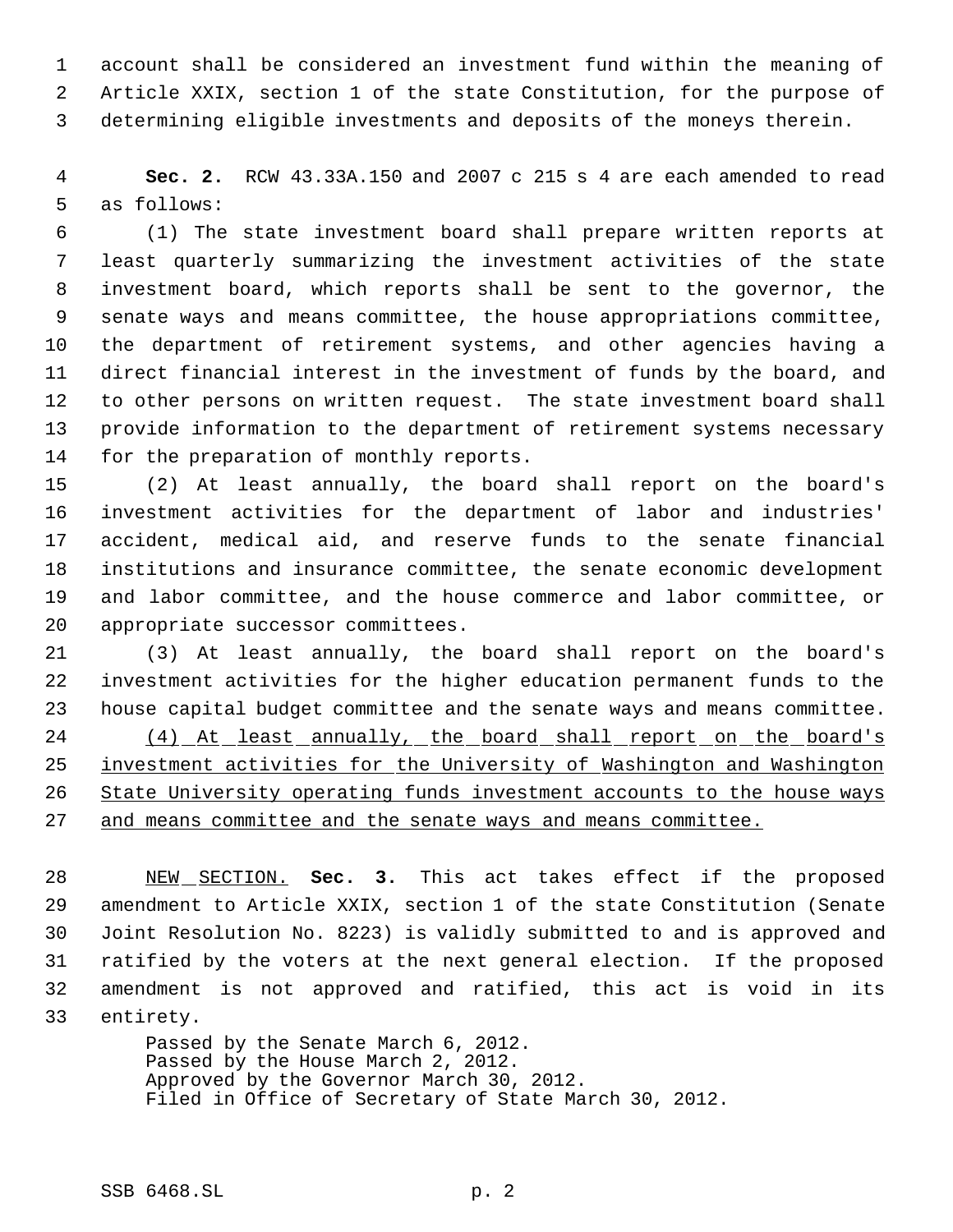account shall be considered an investment fund within the meaning of Article XXIX, section 1 of the state Constitution, for the purpose of determining eligible investments and deposits of the moneys therein.

**Sec. 2.** RCW 43.33A.150 and 2007 c 215 s 4 are each amended to read as follows:

(1) The state investment board shall prepare written reports at least quarterly summarizing the investment activities of the state investment board, which reports shall be sent to the governor, the senate ways and means committee, the house appropriations committee, the department of retirement systems, and other agencies having a direct financial interest in the investment of funds by the board, and to other persons on written request. The state investment board shall provide information to the department of retirement systems necessary for the preparation of monthly reports.

(2) At least annually, the board shall report on the board's investment activities for the department of labor and industries' accident, medical aid, and reserve funds to the senate financial institutions and insurance committee, the senate economic development and labor committee, and the house commerce and labor committee, or appropriate successor committees.

(3) At least annually, the board shall report on the board's investment activities for the higher education permanent funds to the house capital budget committee and the senate ways and means committee.

<u>(4) At least annually, the board shall report on the board's investment activities for the University of Washington and Washington State University operating funds investment accounts to the house ways and means committee and the senate ways and means committee.</u>

<u>NEW SECTION.</u> **Sec. 3.** This act takes effect if the proposed amendment to Article XXIX, section 1 of the state Constitution (Senate Joint Resolution No. 8223) is validly submitted to and is approved and ratified by the voters at the next general election. If the proposed amendment is not approved and ratified, this act is void in its entirety.

Passed by the Senate March 6, 2012.
Passed by the House March 2, 2012.
Approved by the Governor March 30, 2012.
Filed in Office of Secretary of State March 30, 2012.